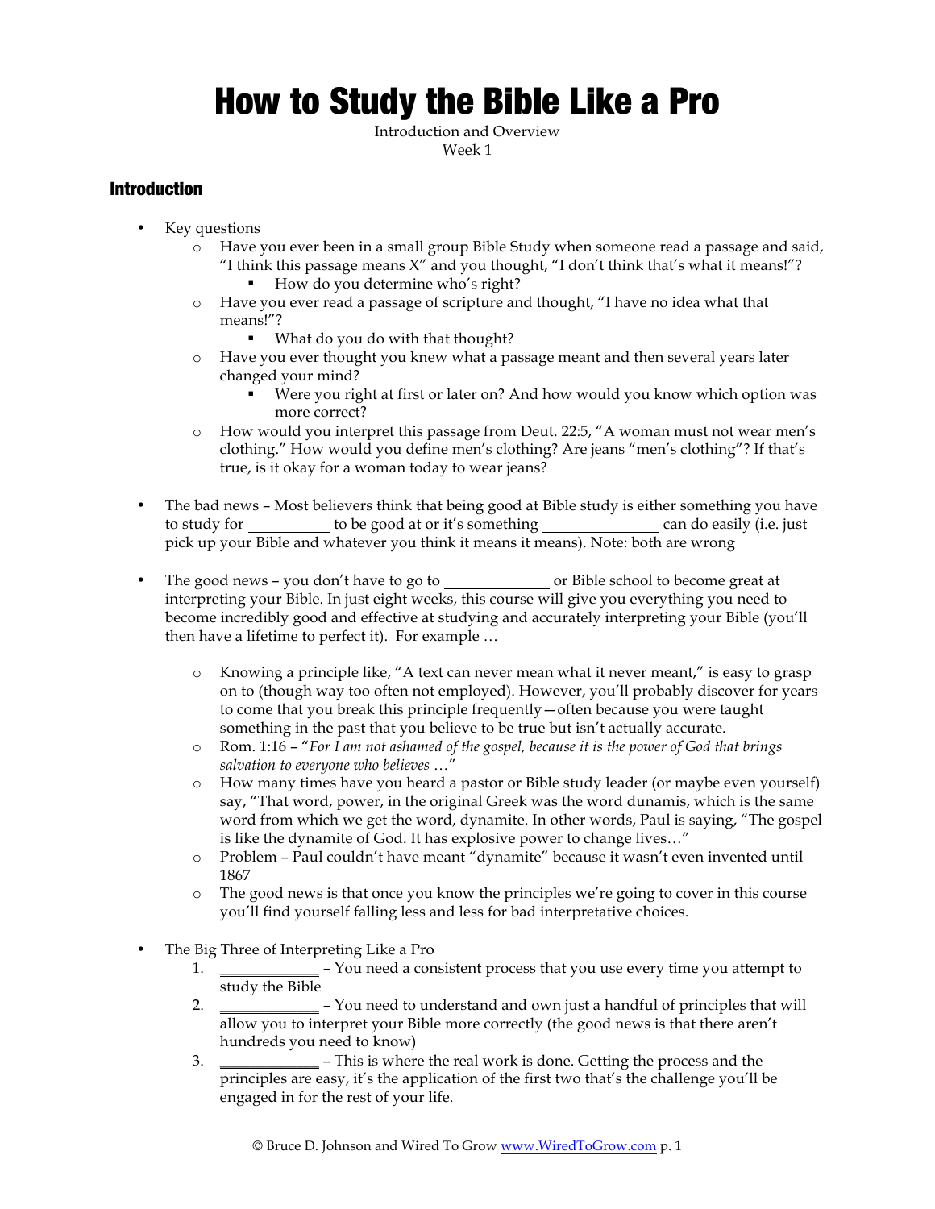# How to Study the Bible Like a Pro

Introduction and Overview
Week 1

## Introduction

- Key questions
  - Have you ever been in a small group Bible Study when someone read a passage and said, "I think this passage means X" and you thought, "I don't think that's what it means!"?
    - How do you determine who's right?
  - Have you ever read a passage of scripture and thought, "I have no idea what that means!"?
    - What do you do with that thought?
  - Have you ever thought you knew what a passage meant and then several years later changed your mind?
    - Were you right at first or later on? And how would you know which option was more correct?
  - How would you interpret this passage from Deut. 22:5, "A woman must not wear men's clothing." How would you define men's clothing? Are jeans "men's clothing"? If that's true, is it okay for a woman today to wear jeans?

- The bad news – Most believers think that being good at Bible study is either something you have to study for __________ to be good at or it's something ______________ can do easily (i.e. just pick up your Bible and whatever you think it means it means). Note: both are wrong

- The good news – you don't have to go to _____________ or Bible school to become great at interpreting your Bible. In just eight weeks, this course will give you everything you need to become incredibly good and effective at studying and accurately interpreting your Bible (you'll then have a lifetime to perfect it). For example …

  - Knowing a principle like, "A text can never mean what it never meant," is easy to grasp on to (though way too often not employed). However, you'll probably discover for years to come that you break this principle frequently—often because you were taught something in the past that you believe to be true but isn't actually accurate.
  - Rom. 1:16 – "*For I am not ashamed of the gospel, because it is the power of God that brings salvation to everyone who believes* …"
  - How many times have you heard a pastor or Bible study leader (or maybe even yourself) say, "That word, power, in the original Greek was the word dunamis, which is the same word from which we get the word, dynamite. In other words, Paul is saying, "The gospel is like the dynamite of God. It has explosive power to change lives…"
  - Problem – Paul couldn't have meant "dynamite" because it wasn't even invented until 1867
  - The good news is that once you know the principles we're going to cover in this course you'll find yourself falling less and less for bad interpretative choices.

- The Big Three of Interpreting Like a Pro
  1. ____________ – You need a consistent process that you use every time you attempt to study the Bible
  2. ____________ – You need to understand and own just a handful of principles that will allow you to interpret your Bible more correctly (the good news is that there aren't hundreds you need to know)
  3. ____________ – This is where the real work is done. Getting the process and the principles are easy, it's the application of the first two that's the challenge you'll be engaged in for the rest of your life.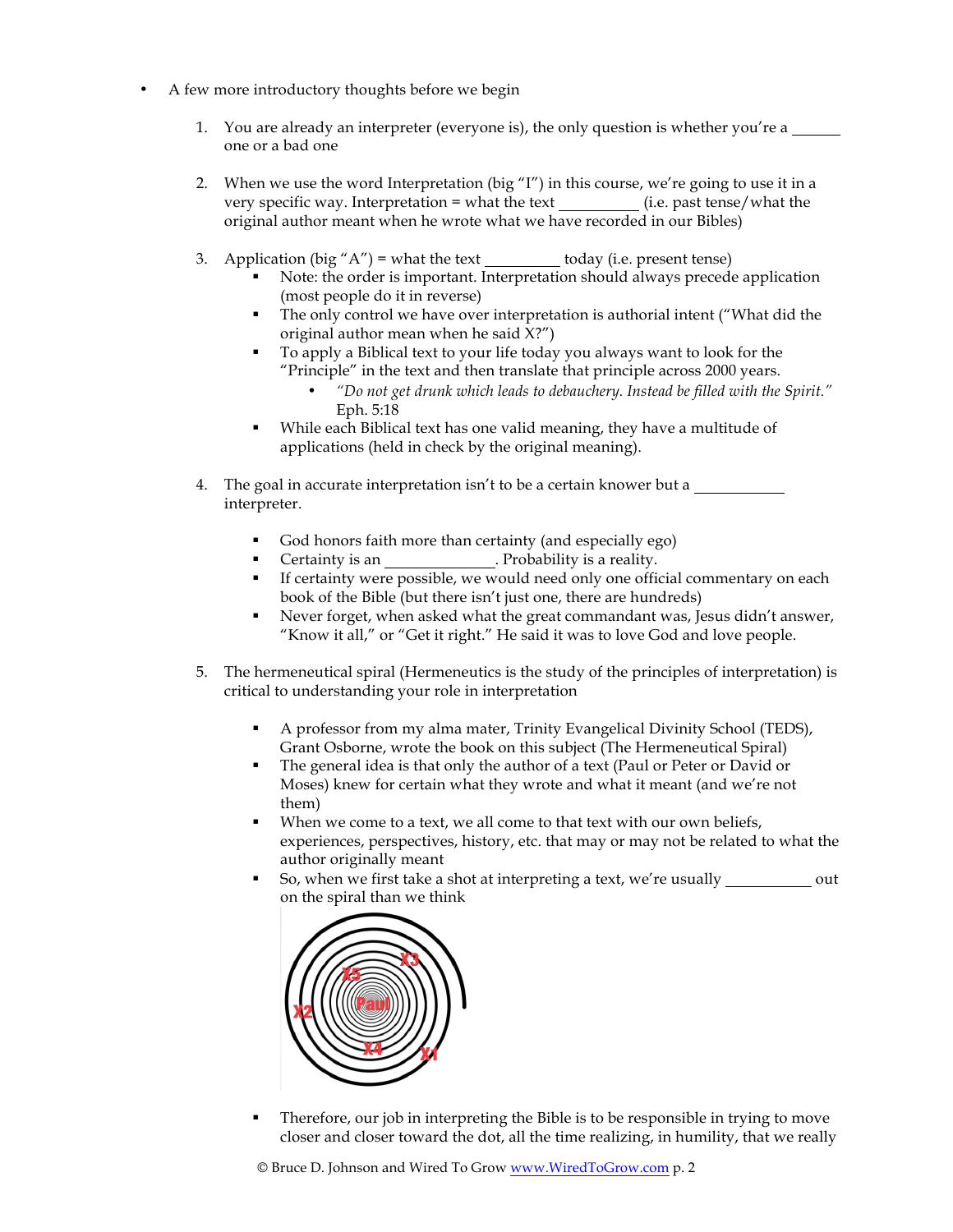- A few more introductory thoughts before we begin

  1. You are already an interpreter (everyone is), the only question is whether you're a ______ one or a bad one

  2. When we use the word Interpretation (big "I") in this course, we're going to use it in a very specific way. Interpretation = what the text __________ (i.e. past tense/what the original author meant when he wrote what we have recorded in our Bibles)

  3. Application (big "A") = what the text __________ today (i.e. present tense)
     - Note: the order is important. Interpretation should always precede application (most people do it in reverse)
     - The only control we have over interpretation is authorial intent ("What did the original author mean when he said X?")
     - To apply a Biblical text to your life today you always want to look for the "Principle" in the text and then translate that principle across 2000 years.
       - *"Do not get drunk which leads to debauchery. Instead be filled with the Spirit."* Eph. 5:18
     - While each Biblical text has one valid meaning, they have a multitude of applications (held in check by the original meaning).

  4. The goal in accurate interpretation isn't to be a certain knower but a ___________ interpreter.

     - God honors faith more than certainty (and especially ego)
     - Certainty is an _____________. Probability is a reality.
     - If certainty were possible, we would need only one official commentary on each book of the Bible (but there isn't just one, there are hundreds)
     - Never forget, when asked what the great commandant was, Jesus didn't answer, "Know it all," or "Get it right." He said it was to love God and love people.

  5. The hermeneutical spiral (Hermeneutics is the study of the principles of interpretation) is critical to understanding your role in interpretation

     - A professor from my alma mater, Trinity Evangelical Divinity School (TEDS), Grant Osborne, wrote the book on this subject (The Hermeneutical Spiral)
     - The general idea is that only the author of a text (Paul or Peter or David or Moses) knew for certain what they wrote and what it meant (and we're not them)
     - When we come to a text, we all come to that text with our own beliefs, experiences, perspectives, history, etc. that may or may not be related to what the author originally meant
     - So, when we first take a shot at interpreting a text, we're usually ___________ out on the spiral than we think

     - Therefore, our job in interpreting the Bible is to be responsible in trying to move closer and closer toward the dot, all the time realizing, in humility, that we really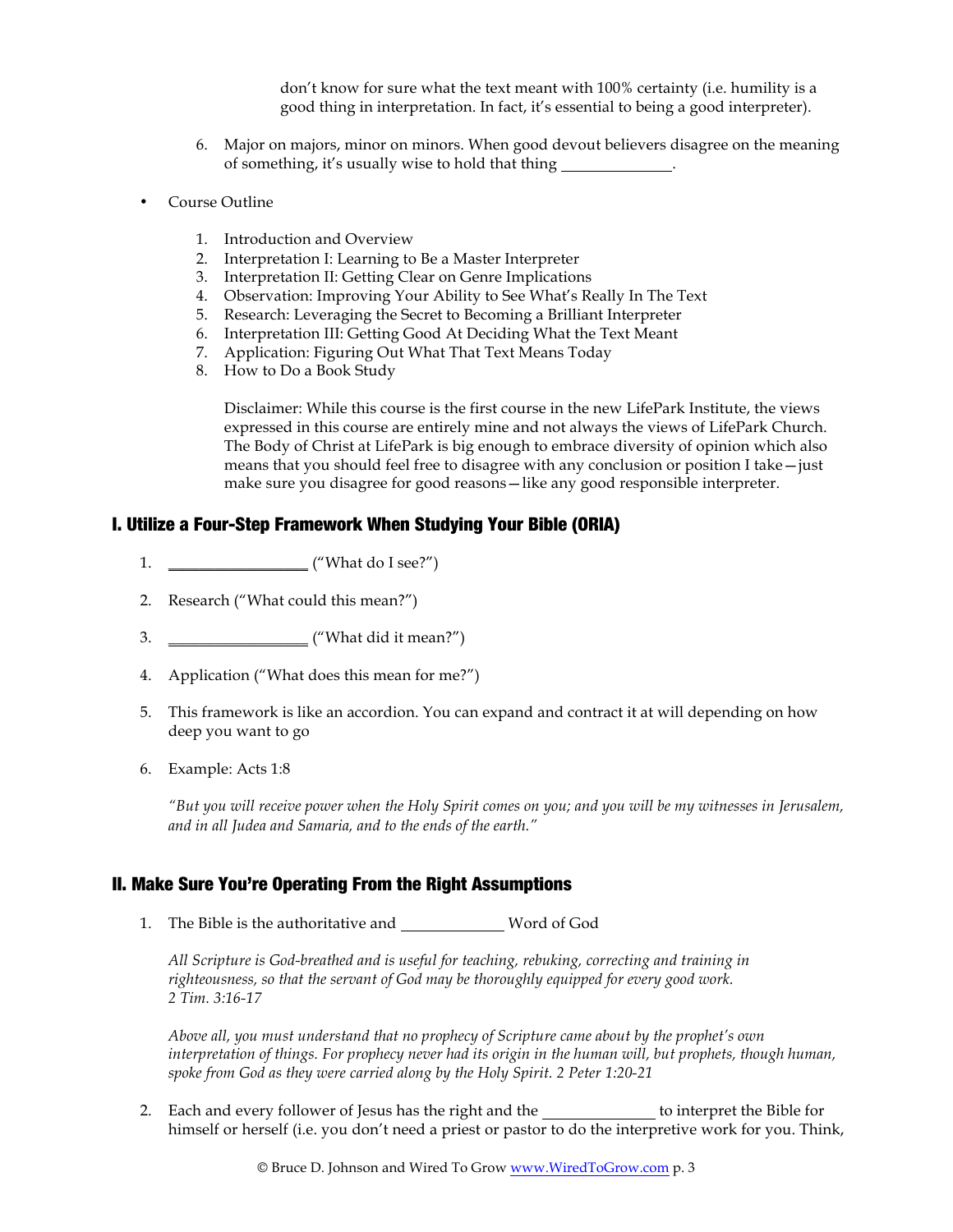don't know for sure what the text meant with 100% certainty (i.e. humility is a good thing in interpretation. In fact, it's essential to being a good interpreter).

6. Major on majors, minor on minors. When good devout believers disagree on the meaning of something, it's usually wise to hold that thing _____________.

- Course Outline

    1. Introduction and Overview
    2. Interpretation I: Learning to Be a Master Interpreter
    3. Interpretation II: Getting Clear on Genre Implications
    4. Observation: Improving Your Ability to See What's Really In The Text
    5. Research: Leveraging the Secret to Becoming a Brilliant Interpreter
    6. Interpretation III: Getting Good At Deciding What the Text Meant
    7. Application: Figuring Out What That Text Means Today
    8. How to Do a Book Study

    Disclaimer: While this course is the first course in the new LifePark Institute, the views expressed in this course are entirely mine and not always the views of LifePark Church. The Body of Christ at LifePark is big enough to embrace diversity of opinion which also means that you should feel free to disagree with any conclusion or position I take—just make sure you disagree for good reasons—like any good responsible interpreter.

## I. Utilize a Four-Step Framework When Studying Your Bible (ORIA)

1. ________________ ("What do I see?")

2. Research ("What could this mean?")

3. ________________ ("What did it mean?")

4. Application ("What does this mean for me?")

5. This framework is like an accordion. You can expand and contract it at will depending on how deep you want to go

6. Example: Acts 1:8

*"But you will receive power when the Holy Spirit comes on you; and you will be my witnesses in Jerusalem, and in all Judea and Samaria, and to the ends of the earth."*

## II. Make Sure You're Operating From the Right Assumptions

1. The Bible is the authoritative and ____________ Word of God

    *All Scripture is God-breathed and is useful for teaching, rebuking, correcting and training in righteousness, so that the servant of God may be thoroughly equipped for every good work. 2 Tim. 3:16-17*

    *Above all, you must understand that no prophecy of Scripture came about by the prophet's own interpretation of things. For prophecy never had its origin in the human will, but prophets, though human, spoke from God as they were carried along by the Holy Spirit. 2 Peter 1:20-21*

2. Each and every follower of Jesus has the right and the _____________ to interpret the Bible for himself or herself (i.e. you don't need a priest or pastor to do the interpretive work for you. Think,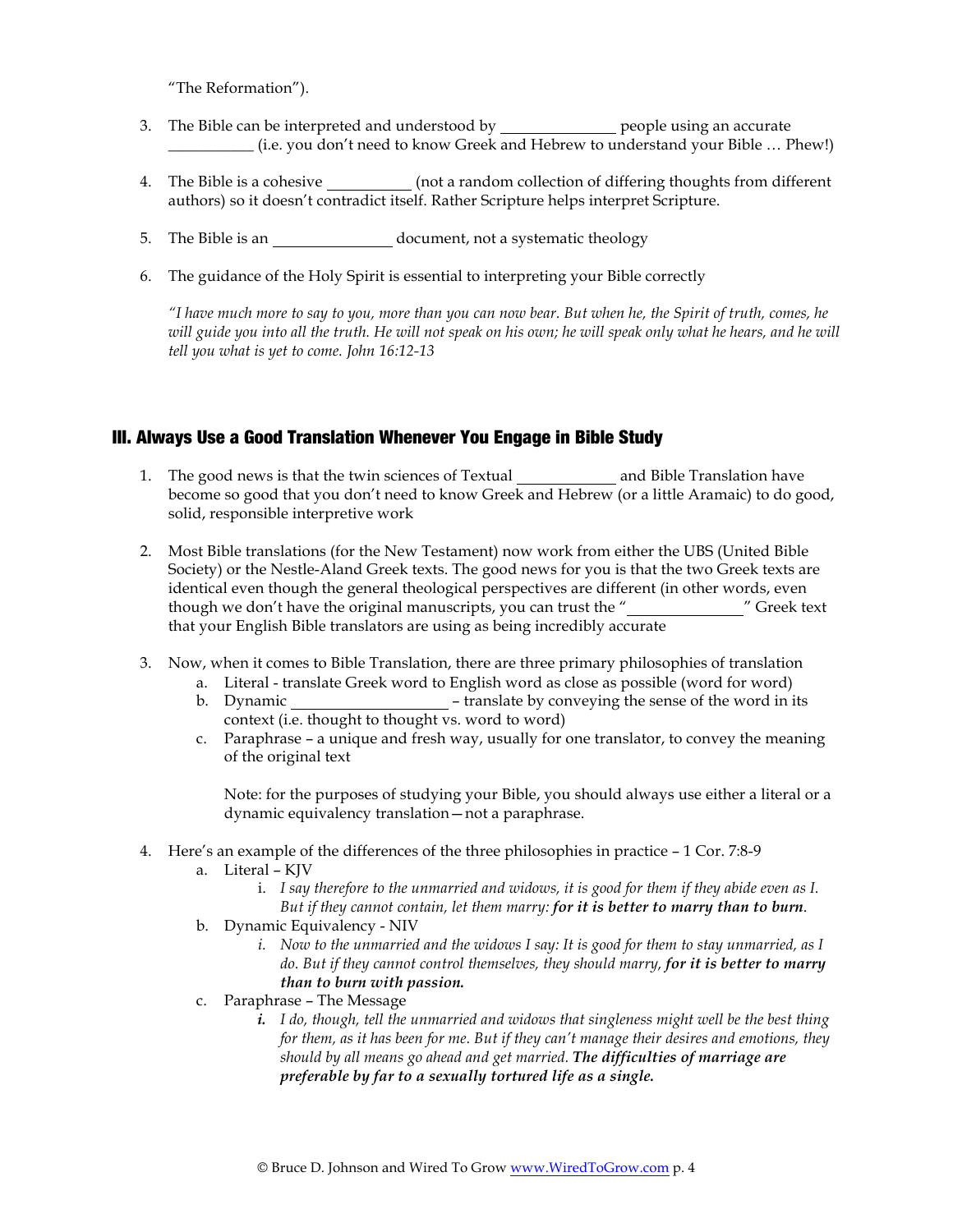"The Reformation").

3. The Bible can be interpreted and understood by ______________ people using an accurate ___________ (i.e. you don't need to know Greek and Hebrew to understand your Bible … Phew!)

4. The Bible is a cohesive ___________ (not a random collection of differing thoughts from different authors) so it doesn't contradict itself. Rather Scripture helps interpret Scripture.

5. The Bible is an _______________ document, not a systematic theology

6. The guidance of the Holy Spirit is essential to interpreting your Bible correctly

   *"I have much more to say to you, more than you can now bear. But when he, the Spirit of truth, comes, he will guide you into all the truth. He will not speak on his own; he will speak only what he hears, and he will tell you what is yet to come. John 16:12-13*

## III. Always Use a Good Translation Whenever You Engage in Bible Study

1. The good news is that the twin sciences of Textual _____________ and Bible Translation have become so good that you don't need to know Greek and Hebrew (or a little Aramaic) to do good, solid, responsible interpretive work

2. Most Bible translations (for the New Testament) now work from either the UBS (United Bible Society) or the Nestle-Aland Greek texts. The good news for you is that the two Greek texts are identical even though the general theological perspectives are different (in other words, even though we don't have the original manuscripts, you can trust the "_______________" Greek text that your English Bible translators are using as being incredibly accurate

3. Now, when it comes to Bible Translation, there are three primary philosophies of translation
   a. Literal - translate Greek word to English word as close as possible (word for word)
   b. Dynamic ____________________ – translate by conveying the sense of the word in its context (i.e. thought to thought vs. word to word)
   c. Paraphrase – a unique and fresh way, usually for one translator, to convey the meaning of the original text

   Note: for the purposes of studying your Bible, you should always use either a literal or a dynamic equivalency translation—not a paraphrase.

4. Here's an example of the differences of the three philosophies in practice – 1 Cor. 7:8-9
   a. Literal – KJV
      i. *I say therefore to the unmarried and widows, it is good for them if they abide even as I. But if they cannot contain, let them marry: **for it is better to marry than to burn**.*
   b. Dynamic Equivalency - NIV
      i. *Now to the unmarried and the widows I say: It is good for them to stay unmarried, as I do. But if they cannot control themselves, they should marry, **for it is better to marry than to burn with passion.***
   c. Paraphrase – The Message
      i. *I do, though, tell the unmarried and widows that singleness might well be the best thing for them, as it has been for me. But if they can't manage their desires and emotions, they should by all means go ahead and get married. **The difficulties of marriage are preferable by far to a sexually tortured life as a single.***

© Bruce D. Johnson and Wired To Grow www.WiredToGrow.com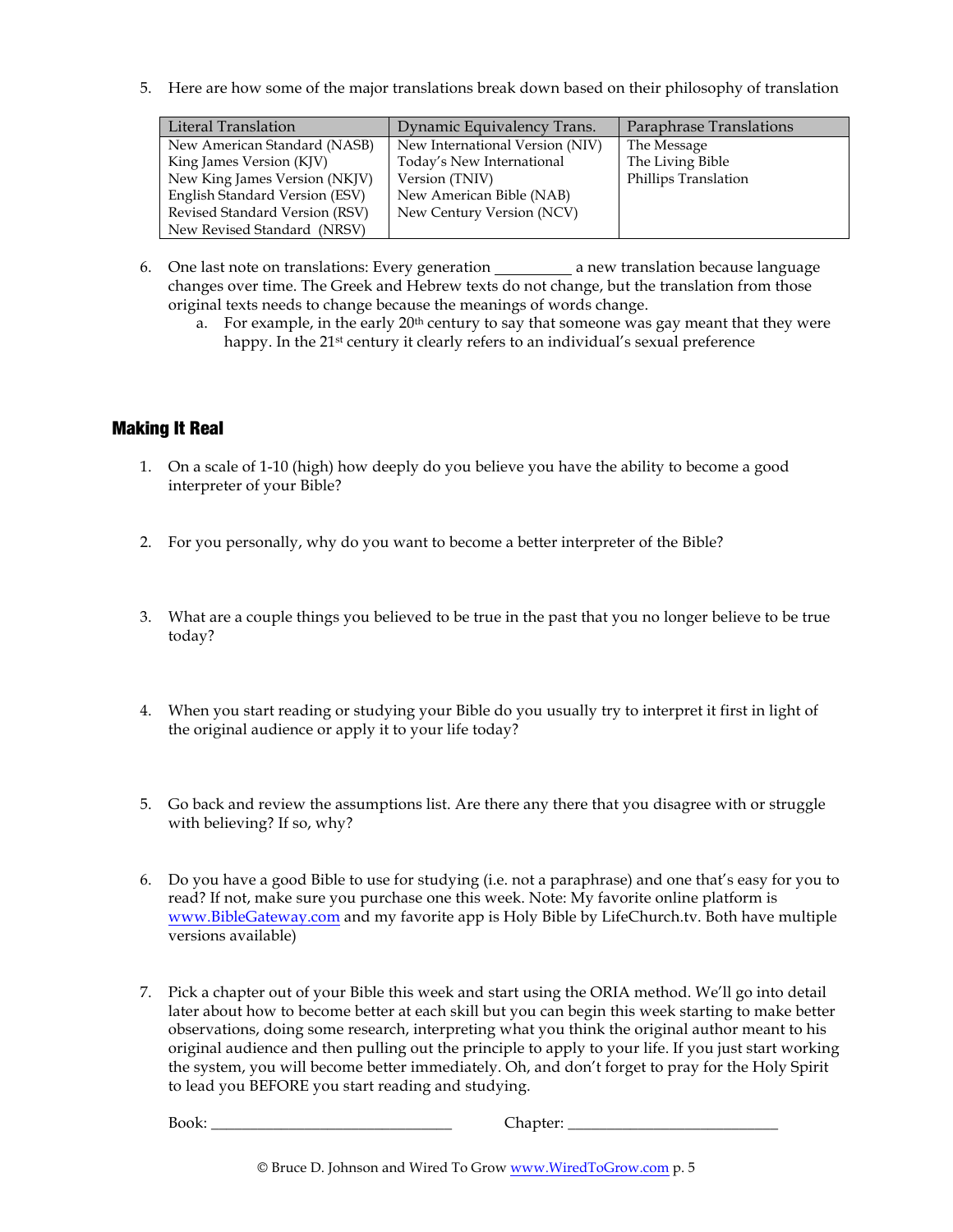5. Here are how some of the major translations break down based on their philosophy of translation

| Literal Translation | Dynamic Equivalency Trans. | Paraphrase Translations |
|---|---|---|
| New American Standard (NASB)<br>King James Version (KJV)<br>New King James Version (NKJV)<br>English Standard Version (ESV)<br>Revised Standard Version (RSV)<br>New Revised Standard (NRSV) | New International Version (NIV)<br>Today's New International Version (TNIV)<br>New American Bible (NAB)<br>New Century Version (NCV) | The Message<br>The Living Bible<br>Phillips Translation |

6. One last note on translations: Every generation __________ a new translation because language changes over time. The Greek and Hebrew texts do not change, but the translation from those original texts needs to change because the meanings of words change.
   a. For example, in the early 20th century to say that someone was gay meant that they were happy. In the 21st century it clearly refers to an individual's sexual preference

## Making It Real

1. On a scale of 1-10 (high) how deeply do you believe you have the ability to become a good interpreter of your Bible?

2. For you personally, why do you want to become a better interpreter of the Bible?

3. What are a couple things you believed to be true in the past that you no longer believe to be true today?

4. When you start reading or studying your Bible do you usually try to interpret it first in light of the original audience or apply it to your life today?

5. Go back and review the assumptions list. Are there any there that you disagree with or struggle with believing? If so, why?

6. Do you have a good Bible to use for studying (i.e. not a paraphrase) and one that's easy for you to read? If not, make sure you purchase one this week. Note: My favorite online platform is www.BibleGateway.com and my favorite app is Holy Bible by LifeChurch.tv. Both have multiple versions available)

7. Pick a chapter out of your Bible this week and start using the ORIA method. We'll go into detail later about how to become better at each skill but you can begin this week starting to make better observations, doing some research, interpreting what you think the original author meant to his original audience and then pulling out the principle to apply to your life. If you just start working the system, you will become better immediately. Oh, and don't forget to pray for the Holy Spirit to lead you BEFORE you start reading and studying.

   Book: ______________________________ Chapter: __________________________

© Bruce D. Johnson and Wired To Grow www.WiredToGrow.com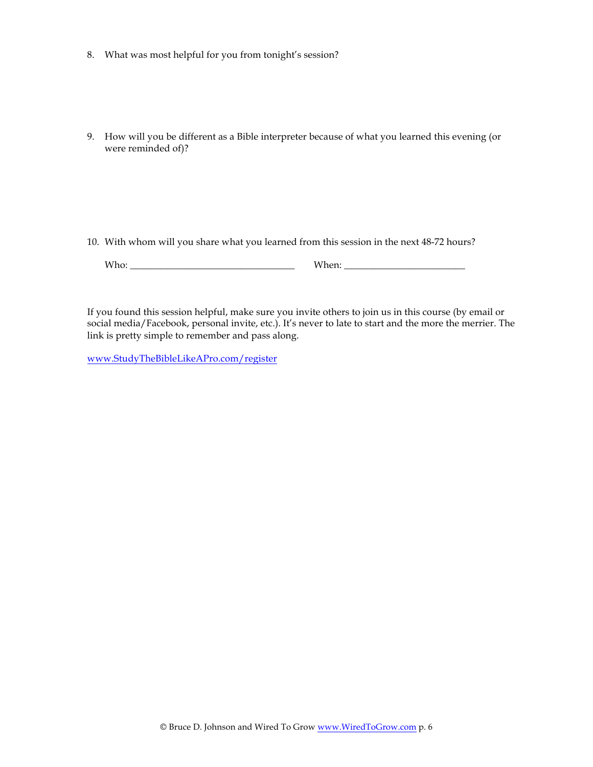8. What was most helpful for you from tonight's session?

9. How will you be different as a Bible interpreter because of what you learned this evening (or were reminded of)?

10. With whom will you share what you learned from this session in the next 48-72 hours?

    Who: ________________________________ When: ________________________

If you found this session helpful, make sure you invite others to join us in this course (by email or social media/Facebook, personal invite, etc.). It's never to late to start and the more the merrier. The link is pretty simple to remember and pass along.

www.StudyTheBibleLikeAPro.com/register